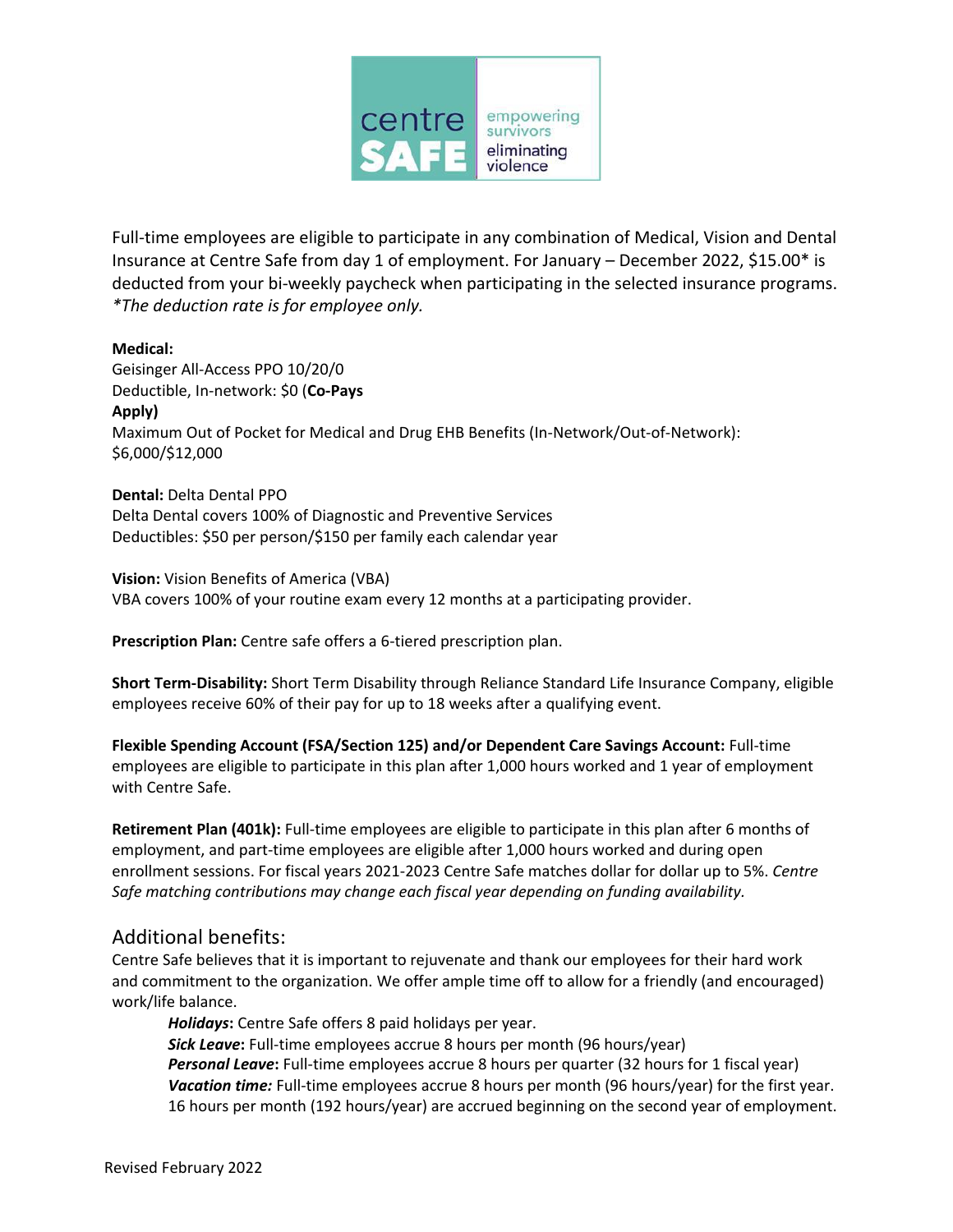Full-time employees are eligible to participate in any combination of Medical, Vision and Dental Insurance at Centre Safe from day 1 of employment. For January – December 2022, $15.00* is deducted from your bi-weekly paycheck when participating in the selected insurance programs. *\*The deduction rate is for employee only.*

**Medical:**
Geisinger All-Access PPO 10/20/0
Deductible, In-network: $0 (**Co-Pays Apply)**
Maximum Out of Pocket for Medical and Drug EHB Benefits (In-Network/Out-of-Network): $6,000/$12,000

**Dental:** Delta Dental PPO
Delta Dental covers 100% of Diagnostic and Preventive Services
Deductibles: $50 per person/$150 per family each calendar year

**Vision:** Vision Benefits of America (VBA)
VBA covers 100% of your routine exam every 12 months at a participating provider.

**Prescription Plan:** Centre safe offers a 6-tiered prescription plan.

**Short Term-Disability:** Short Term Disability through Reliance Standard Life Insurance Company, eligible employees receive 60% of their pay for up to 18 weeks after a qualifying event.

**Flexible Spending Account (FSA/Section 125) and/or Dependent Care Savings Account:** Full-time employees are eligible to participate in this plan after 1,000 hours worked and 1 year of employment with Centre Safe.

**Retirement Plan (401k):** Full-time employees are eligible to participate in this plan after 6 months of employment, and part-time employees are eligible after 1,000 hours worked and during open enrollment sessions. For fiscal years 2021-2023 Centre Safe matches dollar for dollar up to 5%. *Centre Safe matching contributions may change each fiscal year depending on funding availability.*

## Additional benefits:

Centre Safe believes that it is important to rejuvenate and thank our employees for their hard work and commitment to the organization. We offer ample time off to allow for a friendly (and encouraged) work/life balance.

- ***Holidays*****:** Centre Safe offers 8 paid holidays per year.
- ***Sick Leave*****:** Full-time employees accrue 8 hours per month (96 hours/year)
- ***Personal Leave*****:** Full-time employees accrue 8 hours per quarter (32 hours for 1 fiscal year)
- ***Vacation time:*** Full-time employees accrue 8 hours per month (96 hours/year) for the first year. 16 hours per month (192 hours/year) are accrued beginning on the second year of employment.

Revised February 2022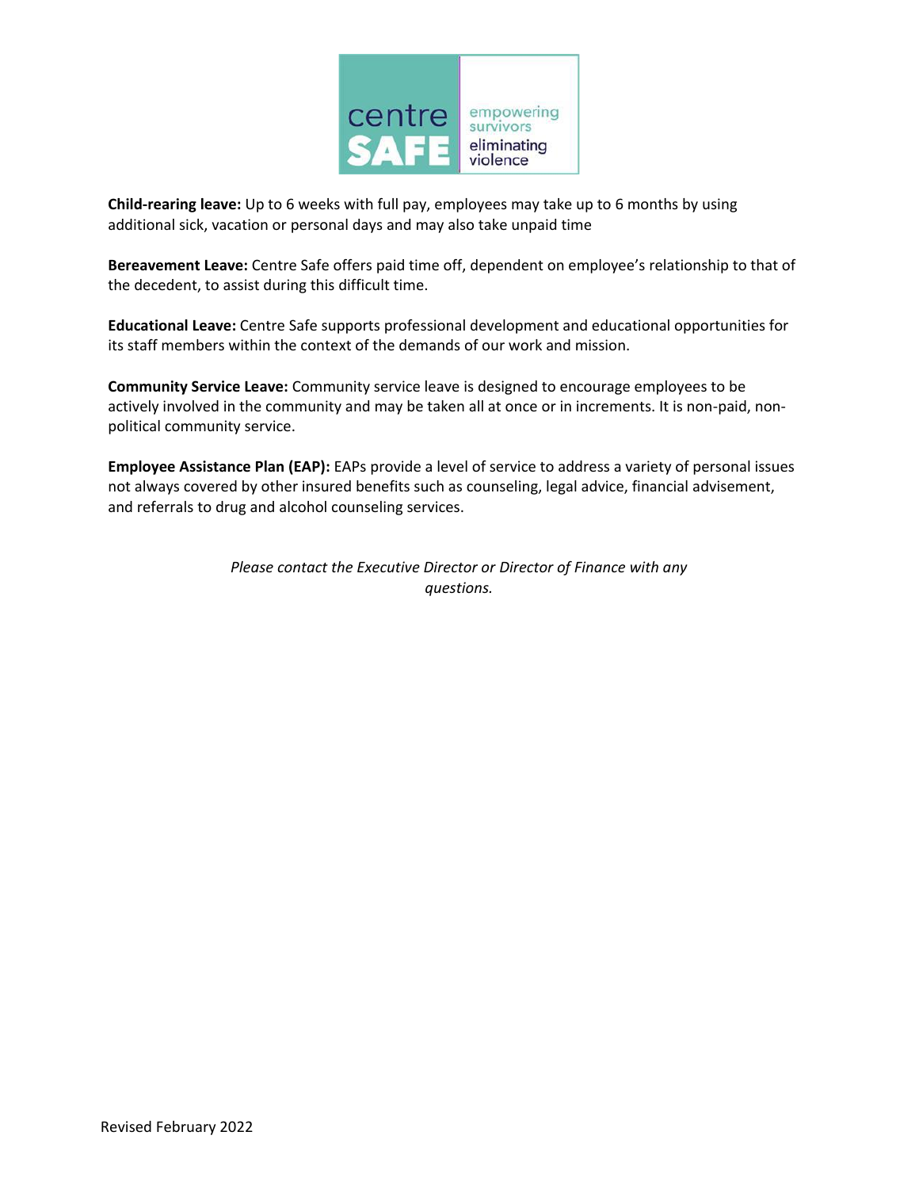**Child-rearing leave:** Up to 6 weeks with full pay, employees may take up to 6 months by using additional sick, vacation or personal days and may also take unpaid time

**Bereavement Leave:** Centre Safe offers paid time off, dependent on employee's relationship to that of the decedent, to assist during this difficult time.

**Educational Leave:** Centre Safe supports professional development and educational opportunities for its staff members within the context of the demands of our work and mission.

**Community Service Leave:** Community service leave is designed to encourage employees to be actively involved in the community and may be taken all at once or in increments. It is non-paid, non-political community service.

**Employee Assistance Plan (EAP):** EAPs provide a level of service to address a variety of personal issues not always covered by other insured benefits such as counseling, legal advice, financial advisement, and referrals to drug and alcohol counseling services.

*Please contact the Executive Director or Director of Finance with any questions.*

Revised February 2022